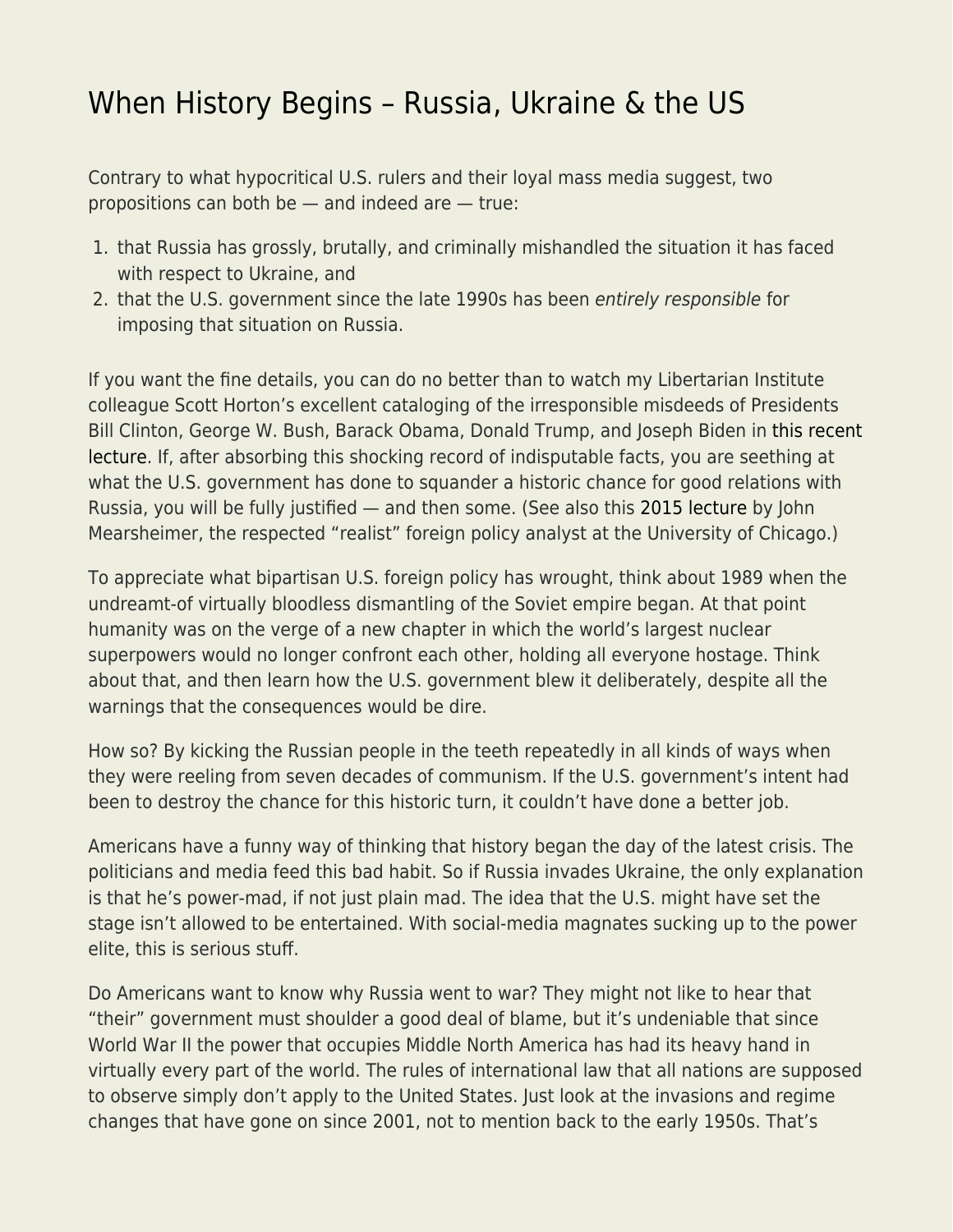# When History Begins – Russia, Ukraine & the US

Contrary to what hypocritical U.S. rulers and their loyal mass media suggest, two propositions can both be — and indeed are — true:

1. that Russia has grossly, brutally, and criminally mishandled the situation it has faced with respect to Ukraine, and
2. that the U.S. government since the late 1990s has been *entirely responsible* for imposing that situation on Russia.

If you want the fine details, you can do no better than to watch my Libertarian Institute colleague Scott Horton's excellent cataloging of the irresponsible misdeeds of Presidents Bill Clinton, George W. Bush, Barack Obama, Donald Trump, and Joseph Biden in this recent lecture. If, after absorbing this shocking record of indisputable facts, you are seething at what the U.S. government has done to squander a historic chance for good relations with Russia, you will be fully justified — and then some. (See also this 2015 lecture by John Mearsheimer, the respected "realist" foreign policy analyst at the University of Chicago.)

To appreciate what bipartisan U.S. foreign policy has wrought, think about 1989 when the undreamt-of virtually bloodless dismantling of the Soviet empire began. At that point humanity was on the verge of a new chapter in which the world's largest nuclear superpowers would no longer confront each other, holding all everyone hostage. Think about that, and then learn how the U.S. government blew it deliberately, despite all the warnings that the consequences would be dire.

How so? By kicking the Russian people in the teeth repeatedly in all kinds of ways when they were reeling from seven decades of communism. If the U.S. government's intent had been to destroy the chance for this historic turn, it couldn't have done a better job.

Americans have a funny way of thinking that history began the day of the latest crisis. The politicians and media feed this bad habit. So if Russia invades Ukraine, the only explanation is that he's power-mad, if not just plain mad. The idea that the U.S. might have set the stage isn't allowed to be entertained. With social-media magnates sucking up to the power elite, this is serious stuff.

Do Americans want to know why Russia went to war? They might not like to hear that "their" government must shoulder a good deal of blame, but it's undeniable that since World War II the power that occupies Middle North America has had its heavy hand in virtually every part of the world. The rules of international law that all nations are supposed to observe simply don't apply to the United States. Just look at the invasions and regime changes that have gone on since 2001, not to mention back to the early 1950s. That's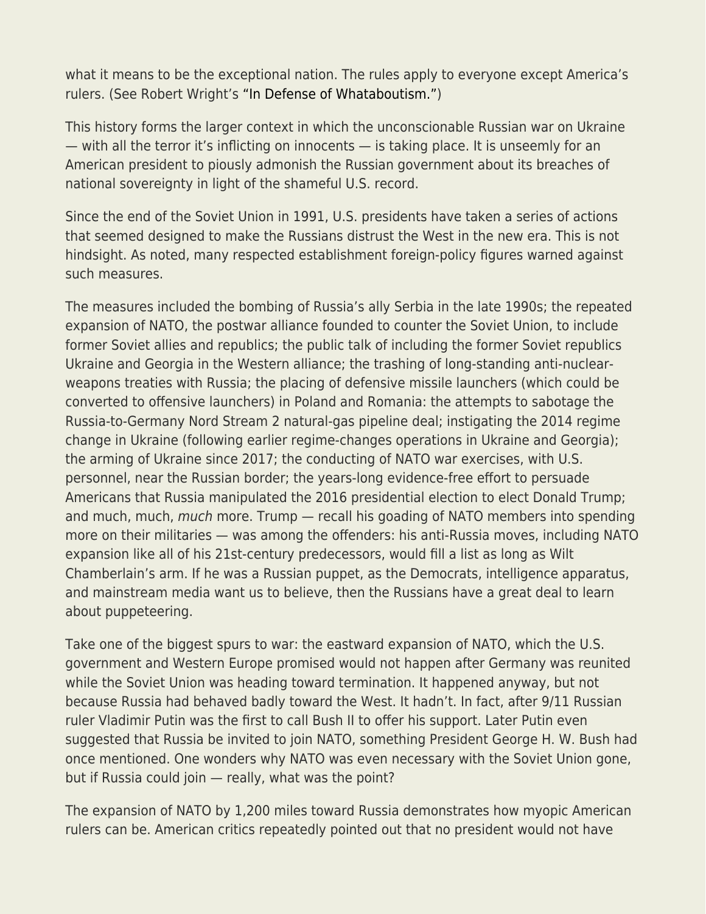what it means to be the exceptional nation. The rules apply to everyone except America's rulers. (See Robert Wright's "In Defense of Whataboutism.")

This history forms the larger context in which the unconscionable Russian war on Ukraine — with all the terror it's inflicting on innocents — is taking place. It is unseemly for an American president to piously admonish the Russian government about its breaches of national sovereignty in light of the shameful U.S. record.

Since the end of the Soviet Union in 1991, U.S. presidents have taken a series of actions that seemed designed to make the Russians distrust the West in the new era. This is not hindsight. As noted, many respected establishment foreign-policy figures warned against such measures.

The measures included the bombing of Russia's ally Serbia in the late 1990s; the repeated expansion of NATO, the postwar alliance founded to counter the Soviet Union, to include former Soviet allies and republics; the public talk of including the former Soviet republics Ukraine and Georgia in the Western alliance; the trashing of long-standing anti-nuclear-weapons treaties with Russia; the placing of defensive missile launchers (which could be converted to offensive launchers) in Poland and Romania: the attempts to sabotage the Russia-to-Germany Nord Stream 2 natural-gas pipeline deal; instigating the 2014 regime change in Ukraine (following earlier regime-changes operations in Ukraine and Georgia); the arming of Ukraine since 2017; the conducting of NATO war exercises, with U.S. personnel, near the Russian border; the years-long evidence-free effort to persuade Americans that Russia manipulated the 2016 presidential election to elect Donald Trump; and much, much, *much* more. Trump — recall his goading of NATO members into spending more on their militaries — was among the offenders: his anti-Russia moves, including NATO expansion like all of his 21st-century predecessors, would fill a list as long as Wilt Chamberlain's arm. If he was a Russian puppet, as the Democrats, intelligence apparatus, and mainstream media want us to believe, then the Russians have a great deal to learn about puppeteering.

Take one of the biggest spurs to war: the eastward expansion of NATO, which the U.S. government and Western Europe promised would not happen after Germany was reunited while the Soviet Union was heading toward termination. It happened anyway, but not because Russia had behaved badly toward the West. It hadn't. In fact, after 9/11 Russian ruler Vladimir Putin was the first to call Bush II to offer his support. Later Putin even suggested that Russia be invited to join NATO, something President George H. W. Bush had once mentioned. One wonders why NATO was even necessary with the Soviet Union gone, but if Russia could join — really, what was the point?

The expansion of NATO by 1,200 miles toward Russia demonstrates how myopic American rulers can be. American critics repeatedly pointed out that no president would not have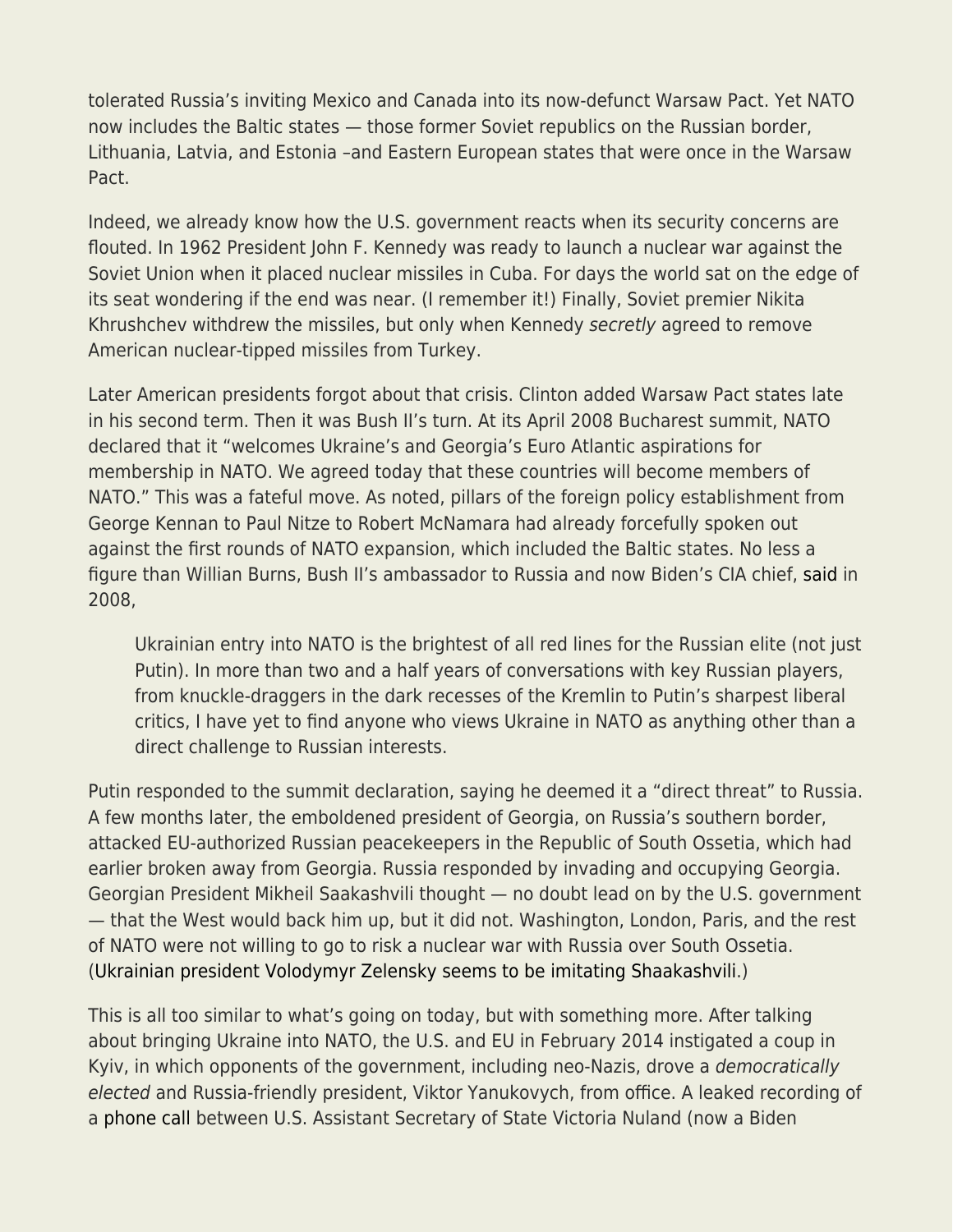tolerated Russia's inviting Mexico and Canada into its now-defunct Warsaw Pact. Yet NATO now includes the Baltic states — those former Soviet republics on the Russian border, Lithuania, Latvia, and Estonia –and Eastern European states that were once in the Warsaw Pact.

Indeed, we already know how the U.S. government reacts when its security concerns are flouted. In 1962 President John F. Kennedy was ready to launch a nuclear war against the Soviet Union when it placed nuclear missiles in Cuba. For days the world sat on the edge of its seat wondering if the end was near. (I remember it!) Finally, Soviet premier Nikita Khrushchev withdrew the missiles, but only when Kennedy *secretly* agreed to remove American nuclear-tipped missiles from Turkey.

Later American presidents forgot about that crisis. Clinton added Warsaw Pact states late in his second term. Then it was Bush II's turn. At its April 2008 Bucharest summit, NATO declared that it "welcomes Ukraine's and Georgia's Euro Atlantic aspirations for membership in NATO. We agreed today that these countries will become members of NATO." This was a fateful move. As noted, pillars of the foreign policy establishment from George Kennan to Paul Nitze to Robert McNamara had already forcefully spoken out against the first rounds of NATO expansion, which included the Baltic states. No less a figure than Willian Burns, Bush II's ambassador to Russia and now Biden's CIA chief, said in 2008,

> Ukrainian entry into NATO is the brightest of all red lines for the Russian elite (not just Putin). In more than two and a half years of conversations with key Russian players, from knuckle-draggers in the dark recesses of the Kremlin to Putin's sharpest liberal critics, I have yet to find anyone who views Ukraine in NATO as anything other than a direct challenge to Russian interests.

Putin responded to the summit declaration, saying he deemed it a "direct threat" to Russia. A few months later, the emboldened president of Georgia, on Russia's southern border, attacked EU-authorized Russian peacekeepers in the Republic of South Ossetia, which had earlier broken away from Georgia. Russia responded by invading and occupying Georgia. Georgian President Mikheil Saakashvili thought — no doubt lead on by the U.S. government — that the West would back him up, but it did not. Washington, London, Paris, and the rest of NATO were not willing to go to risk a nuclear war with Russia over South Ossetia. (Ukrainian president Volodymyr Zelensky seems to be imitating Shaakashvili.)

This is all too similar to what's going on today, but with something more. After talking about bringing Ukraine into NATO, the U.S. and EU in February 2014 instigated a coup in Kyiv, in which opponents of the government, including neo-Nazis, drove a *democratically elected* and Russia-friendly president, Viktor Yanukovych, from office. A leaked recording of a phone call between U.S. Assistant Secretary of State Victoria Nuland (now a Biden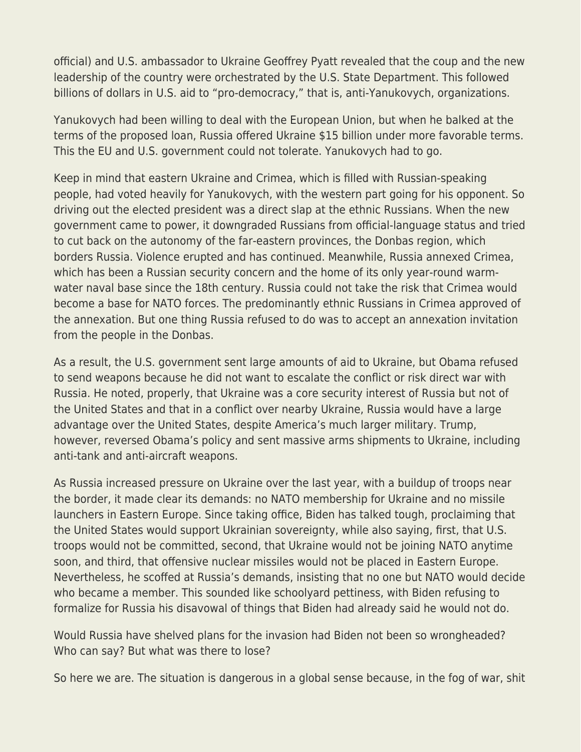official) and U.S. ambassador to Ukraine Geoffrey Pyatt revealed that the coup and the new leadership of the country were orchestrated by the U.S. State Department. This followed billions of dollars in U.S. aid to "pro-democracy," that is, anti-Yanukovych, organizations.

Yanukovych had been willing to deal with the European Union, but when he balked at the terms of the proposed loan, Russia offered Ukraine $15 billion under more favorable terms. This the EU and U.S. government could not tolerate. Yanukovych had to go.

Keep in mind that eastern Ukraine and Crimea, which is filled with Russian-speaking people, had voted heavily for Yanukovych, with the western part going for his opponent. So driving out the elected president was a direct slap at the ethnic Russians. When the new government came to power, it downgraded Russians from official-language status and tried to cut back on the autonomy of the far-eastern provinces, the Donbas region, which borders Russia. Violence erupted and has continued. Meanwhile, Russia annexed Crimea, which has been a Russian security concern and the home of its only year-round warm-water naval base since the 18th century. Russia could not take the risk that Crimea would become a base for NATO forces. The predominantly ethnic Russians in Crimea approved of the annexation. But one thing Russia refused to do was to accept an annexation invitation from the people in the Donbas.

As a result, the U.S. government sent large amounts of aid to Ukraine, but Obama refused to send weapons because he did not want to escalate the conflict or risk direct war with Russia. He noted, properly, that Ukraine was a core security interest of Russia but not of the United States and that in a conflict over nearby Ukraine, Russia would have a large advantage over the United States, despite America's much larger military. Trump, however, reversed Obama's policy and sent massive arms shipments to Ukraine, including anti-tank and anti-aircraft weapons.

As Russia increased pressure on Ukraine over the last year, with a buildup of troops near the border, it made clear its demands: no NATO membership for Ukraine and no missile launchers in Eastern Europe. Since taking office, Biden has talked tough, proclaiming that the United States would support Ukrainian sovereignty, while also saying, first, that U.S. troops would not be committed, second, that Ukraine would not be joining NATO anytime soon, and third, that offensive nuclear missiles would not be placed in Eastern Europe. Nevertheless, he scoffed at Russia's demands, insisting that no one but NATO would decide who became a member. This sounded like schoolyard pettiness, with Biden refusing to formalize for Russia his disavowal of things that Biden had already said he would not do.

Would Russia have shelved plans for the invasion had Biden not been so wrongheaded? Who can say? But what was there to lose?

So here we are. The situation is dangerous in a global sense because, in the fog of war, shit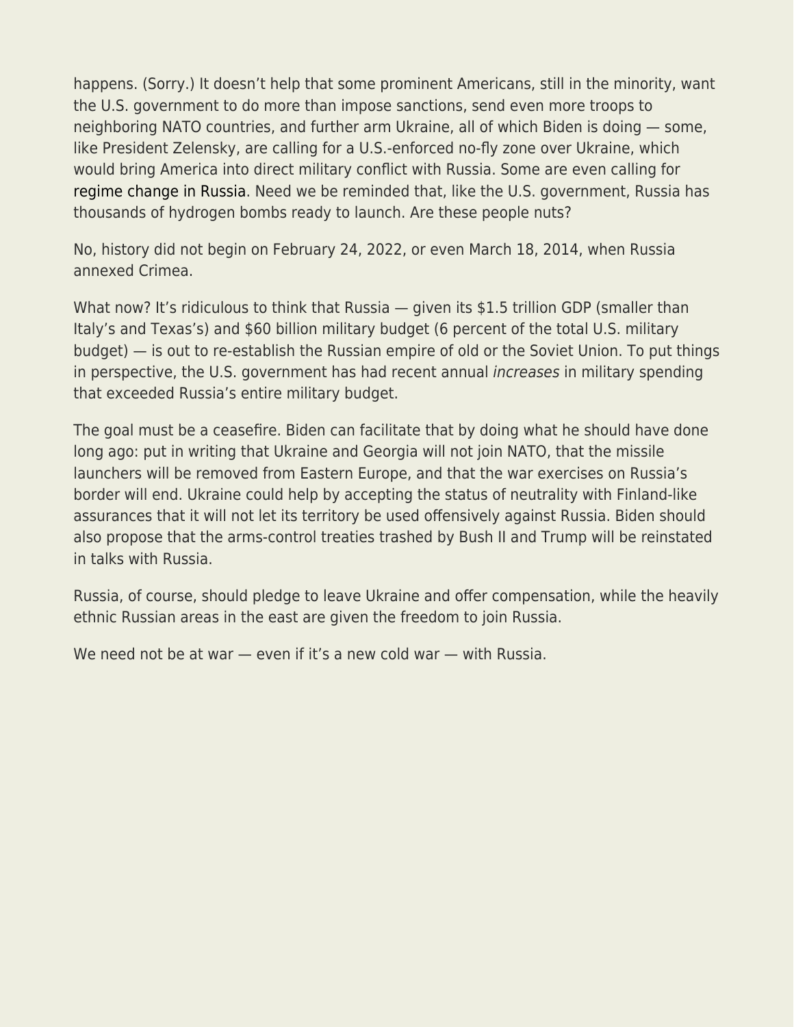happens. (Sorry.) It doesn't help that some prominent Americans, still in the minority, want the U.S. government to do more than impose sanctions, send even more troops to neighboring NATO countries, and further arm Ukraine, all of which Biden is doing — some, like President Zelensky, are calling for a U.S.-enforced no-fly zone over Ukraine, which would bring America into direct military conflict with Russia. Some are even calling for regime change in Russia. Need we be reminded that, like the U.S. government, Russia has thousands of hydrogen bombs ready to launch. Are these people nuts?

No, history did not begin on February 24, 2022, or even March 18, 2014, when Russia annexed Crimea.

What now? It's ridiculous to think that Russia — given its $1.5 trillion GDP (smaller than Italy's and Texas's) and $60 billion military budget (6 percent of the total U.S. military budget) — is out to re-establish the Russian empire of old or the Soviet Union. To put things in perspective, the U.S. government has had recent annual *increases* in military spending that exceeded Russia's entire military budget.

The goal must be a ceasefire. Biden can facilitate that by doing what he should have done long ago: put in writing that Ukraine and Georgia will not join NATO, that the missile launchers will be removed from Eastern Europe, and that the war exercises on Russia's border will end. Ukraine could help by accepting the status of neutrality with Finland-like assurances that it will not let its territory be used offensively against Russia. Biden should also propose that the arms-control treaties trashed by Bush II and Trump will be reinstated in talks with Russia.

Russia, of course, should pledge to leave Ukraine and offer compensation, while the heavily ethnic Russian areas in the east are given the freedom to join Russia.

We need not be at war — even if it's a new cold war — with Russia.